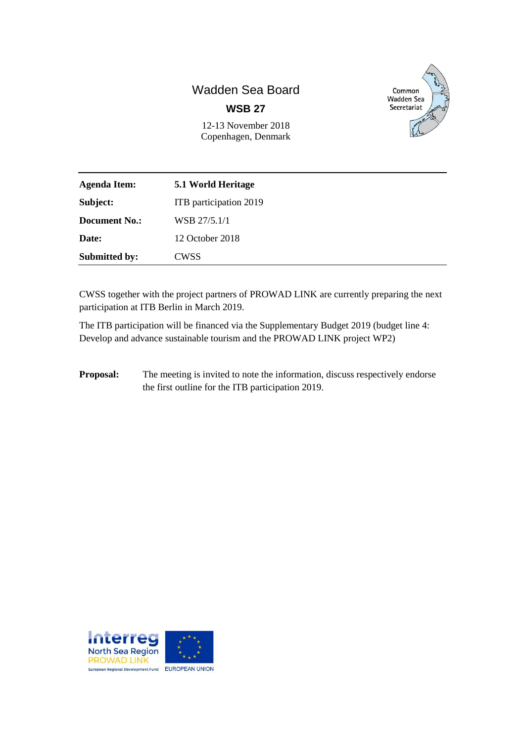# Wadden Sea Board

## WSB 27

12-13 November 2018
Copenhagen, Denmark

| **Agenda Item:** | **5.1 World Heritage** |
|---|---|
| **Subject:** | ITB participation 2019 |
| **Document No.:** | WSB 27/5.1/1 |
| **Date:** | 12 October 2018 |
| **Submitted by:** | CWSS |

CWSS together with the project partners of PROWAD LINK are currently preparing the next participation at ITB Berlin in March 2019.

The ITB participation will be financed via the Supplementary Budget 2019 (budget line 4: Develop and advance sustainable tourism and the PROWAD LINK project WP2)

**Proposal:** The meeting is invited to note the information, discuss respectively endorse the first outline for the ITB participation 2019.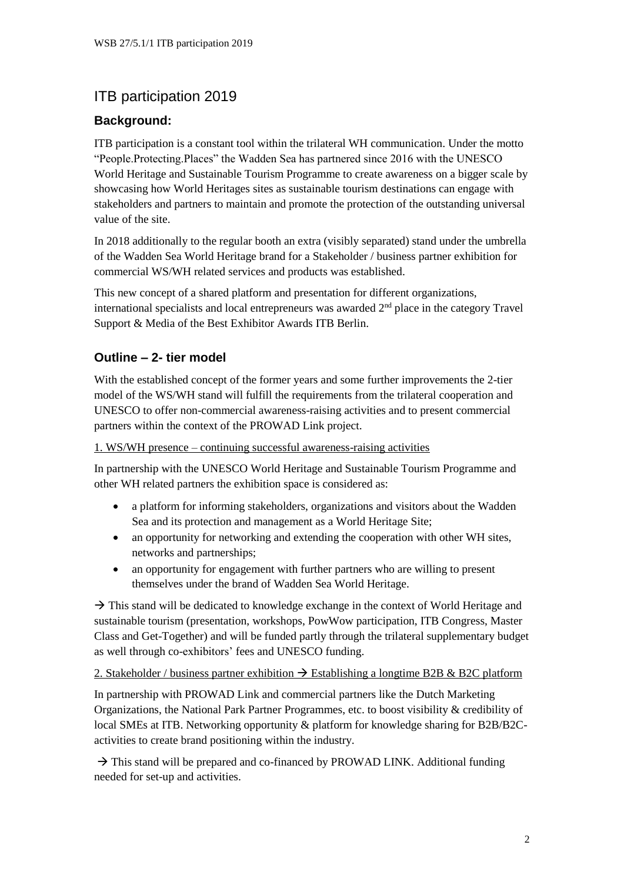# ITB participation 2019

## Background:

ITB participation is a constant tool within the trilateral WH communication. Under the motto "People.Protecting.Places" the Wadden Sea has partnered since 2016 with the UNESCO World Heritage and Sustainable Tourism Programme to create awareness on a bigger scale by showcasing how World Heritages sites as sustainable tourism destinations can engage with stakeholders and partners to maintain and promote the protection of the outstanding universal value of the site.

In 2018 additionally to the regular booth an extra (visibly separated) stand under the umbrella of the Wadden Sea World Heritage brand for a Stakeholder / business partner exhibition for commercial WS/WH related services and products was established.

This new concept of a shared platform and presentation for different organizations, international specialists and local entrepreneurs was awarded 2nd place in the category Travel Support & Media of the Best Exhibitor Awards ITB Berlin.

## Outline – 2- tier model

With the established concept of the former years and some further improvements the 2-tier model of the WS/WH stand will fulfill the requirements from the trilateral cooperation and UNESCO to offer non-commercial awareness-raising activities and to present commercial partners within the context of the PROWAD Link project.

1. WS/WH presence – continuing successful awareness-raising activities

In partnership with the UNESCO World Heritage and Sustainable Tourism Programme and other WH related partners the exhibition space is considered as:

- a platform for informing stakeholders, organizations and visitors about the Wadden Sea and its protection and management as a World Heritage Site;
- an opportunity for networking and extending the cooperation with other WH sites, networks and partnerships;
- an opportunity for engagement with further partners who are willing to present themselves under the brand of Wadden Sea World Heritage.

→ This stand will be dedicated to knowledge exchange in the context of World Heritage and sustainable tourism (presentation, workshops, PowWow participation, ITB Congress, Master Class and Get-Together) and will be funded partly through the trilateral supplementary budget as well through co-exhibitors' fees and UNESCO funding.

2. Stakeholder / business partner exhibition → Establishing a longtime B2B & B2C platform

In partnership with PROWAD Link and commercial partners like the Dutch Marketing Organizations, the National Park Partner Programmes, etc. to boost visibility & credibility of local SMEs at ITB. Networking opportunity & platform for knowledge sharing for B2B/B2C-activities to create brand positioning within the industry.

→ This stand will be prepared and co-financed by PROWAD LINK. Additional funding needed for set-up and activities.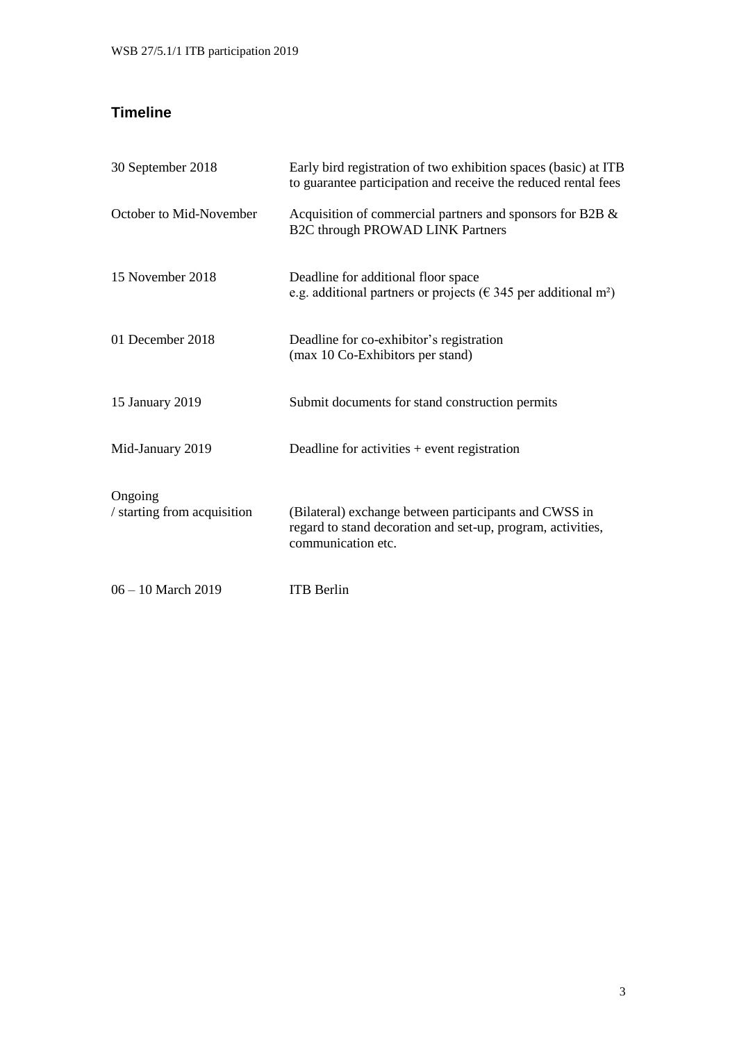## Timeline

| | |
|---|---|
| 30 September 2018 | Early bird registration of two exhibition spaces (basic) at ITB to guarantee participation and receive the reduced rental fees |
| October to Mid-November | Acquisition of commercial partners and sponsors for B2B & B2C through PROWAD LINK Partners |
| 15 November 2018 | Deadline for additional floor space e.g. additional partners or projects (€ 345 per additional m²) |
| 01 December 2018 | Deadline for co-exhibitor's registration (max 10 Co-Exhibitors per stand) |
| 15 January 2019 | Submit documents for stand construction permits |
| Mid-January 2019 | Deadline for activities + event registration |
| Ongoing / starting from acquisition | (Bilateral) exchange between participants and CWSS in regard to stand decoration and set-up, program, activities, communication etc. |
| 06 – 10 March 2019 | ITB Berlin |